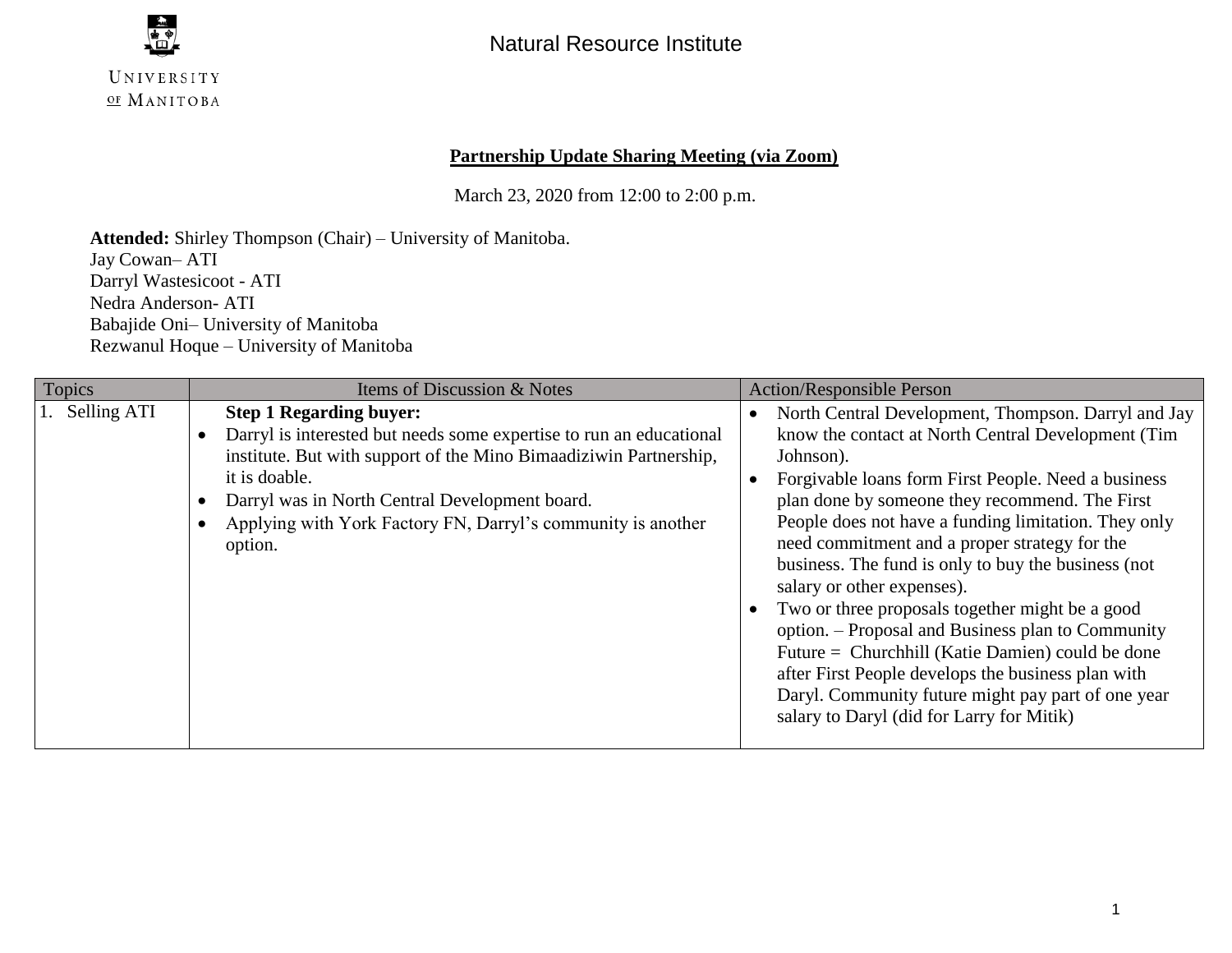UNIVERSITY OF MANITOBA

Natural Resource Institute

## Partnership Update Sharing Meeting (via Zoom)

March 23, 2020 from 12:00 to 2:00 p.m.

**Attended:** Shirley Thompson (Chair) – University of Manitoba.
Jay Cowan– ATI
Darryl Wastesicoot - ATI
Nedra Anderson- ATI
Babajide Oni– University of Manitoba
Rezwanul Hoque – University of Manitoba

| Topics | Items of Discussion & Notes | Action/Responsible Person |
|---|---|---|
| 1. Selling ATI | **Step 1 Regarding buyer:**<br>• Darryl is interested but needs some expertise to run an educational institute. But with support of the Mino Bimaadiziwin Partnership, it is doable.<br>• Darryl was in North Central Development board.<br>• Applying with York Factory FN, Darryl's community is another option. | • North Central Development, Thompson. Darryl and Jay know the contact at North Central Development (Tim Johnson).<br>• Forgivable loans form First People. Need a business plan done by someone they recommend. The First People does not have a funding limitation. They only need commitment and a proper strategy for the business. The fund is only to buy the business (not salary or other expenses).<br>• Two or three proposals together might be a good option. – Proposal and Business plan to Community Future = Churchhill (Katie Damien) could be done after First People develops the business plan with Daryl. Community future might pay part of one year salary to Daryl (did for Larry for Mitik) |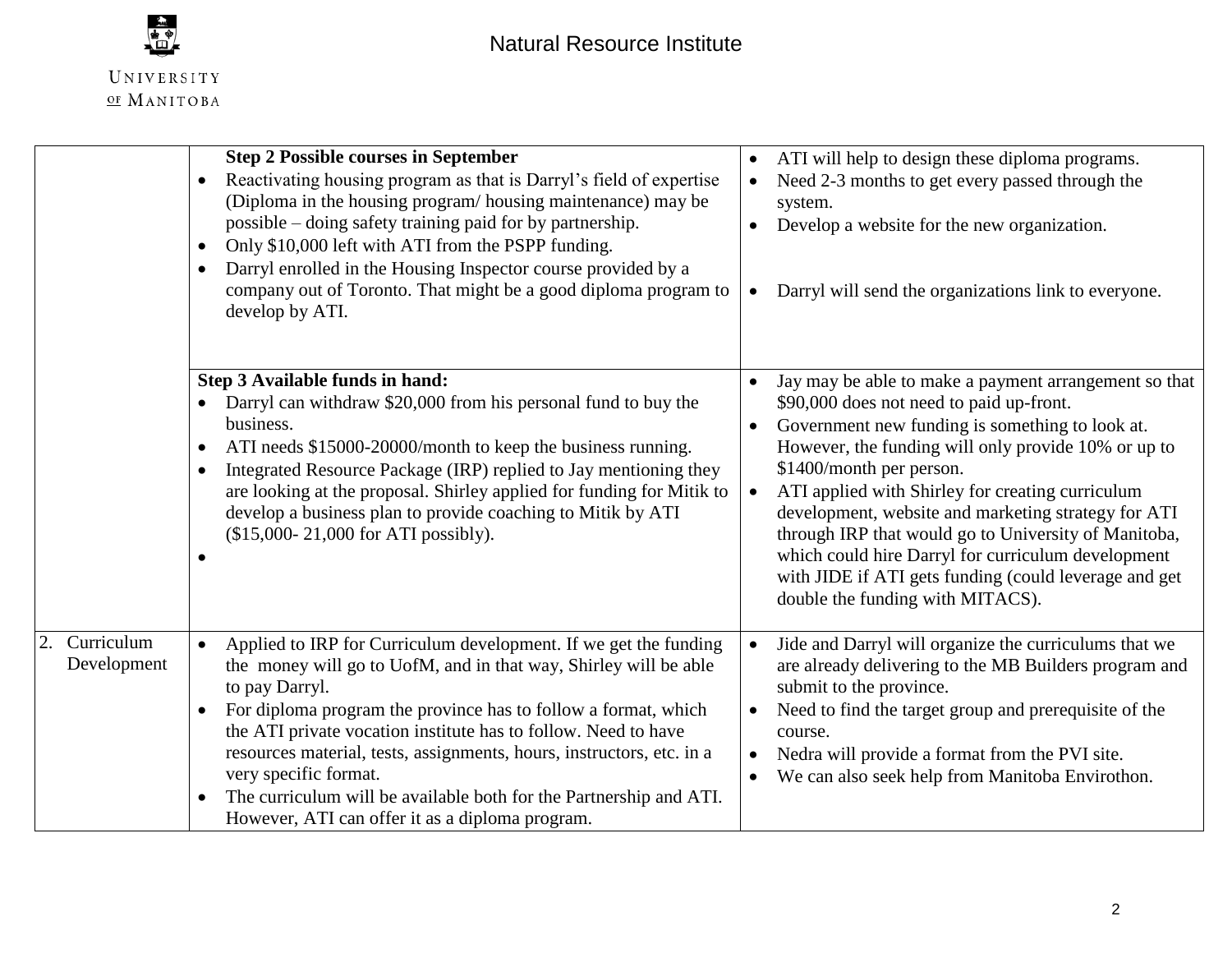| | | |
|---|---|---|
| | **Step 2 Possible courses in September**<br>• Reactivating housing program as that is Darryl's field of expertise (Diploma in the housing program/ housing maintenance) may be possible – doing safety training paid for by partnership.<br>• Only $10,000 left with ATI from the PSPP funding.<br>• Darryl enrolled in the Housing Inspector course provided by a company out of Toronto. That might be a good diploma program to develop by ATI. | • ATI will help to design these diploma programs.<br>• Need 2-3 months to get every passed through the system.<br>• Develop a website for the new organization.<br>• Darryl will send the organizations link to everyone. |
| | **Step 3 Available funds in hand:**<br>• Darryl can withdraw $20,000 from his personal fund to buy the business.<br>• ATI needs $15000-20000/month to keep the business running.<br>• Integrated Resource Package (IRP) replied to Jay mentioning they are looking at the proposal. Shirley applied for funding for Mitik to develop a business plan to provide coaching to Mitik by ATI ($15,000- 21,000 for ATI possibly).<br>• | • Jay may be able to make a payment arrangement so that $90,000 does not need to paid up-front.<br>• Government new funding is something to look at. However, the funding will only provide 10% or up to $1400/month per person.<br>• ATI applied with Shirley for creating curriculum development, website and marketing strategy for ATI through IRP that would go to University of Manitoba, which could hire Darryl for curriculum development with JIDE if ATI gets funding (could leverage and get double the funding with MITACS). |
| 2. Curriculum Development | • Applied to IRP for Curriculum development. If we get the funding the money will go to UofM, and in that way, Shirley will be able to pay Darryl.<br>• For diploma program the province has to follow a format, which the ATI private vocation institute has to follow. Need to have resources material, tests, assignments, hours, instructors, etc. in a very specific format.<br>• The curriculum will be available both for the Partnership and ATI. However, ATI can offer it as a diploma program. | • Jide and Darryl will organize the curriculums that we are already delivering to the MB Builders program and submit to the province.<br>• Need to find the target group and prerequisite of the course.<br>• Nedra will provide a format from the PVI site.<br>• We can also seek help from Manitoba Envirothon. |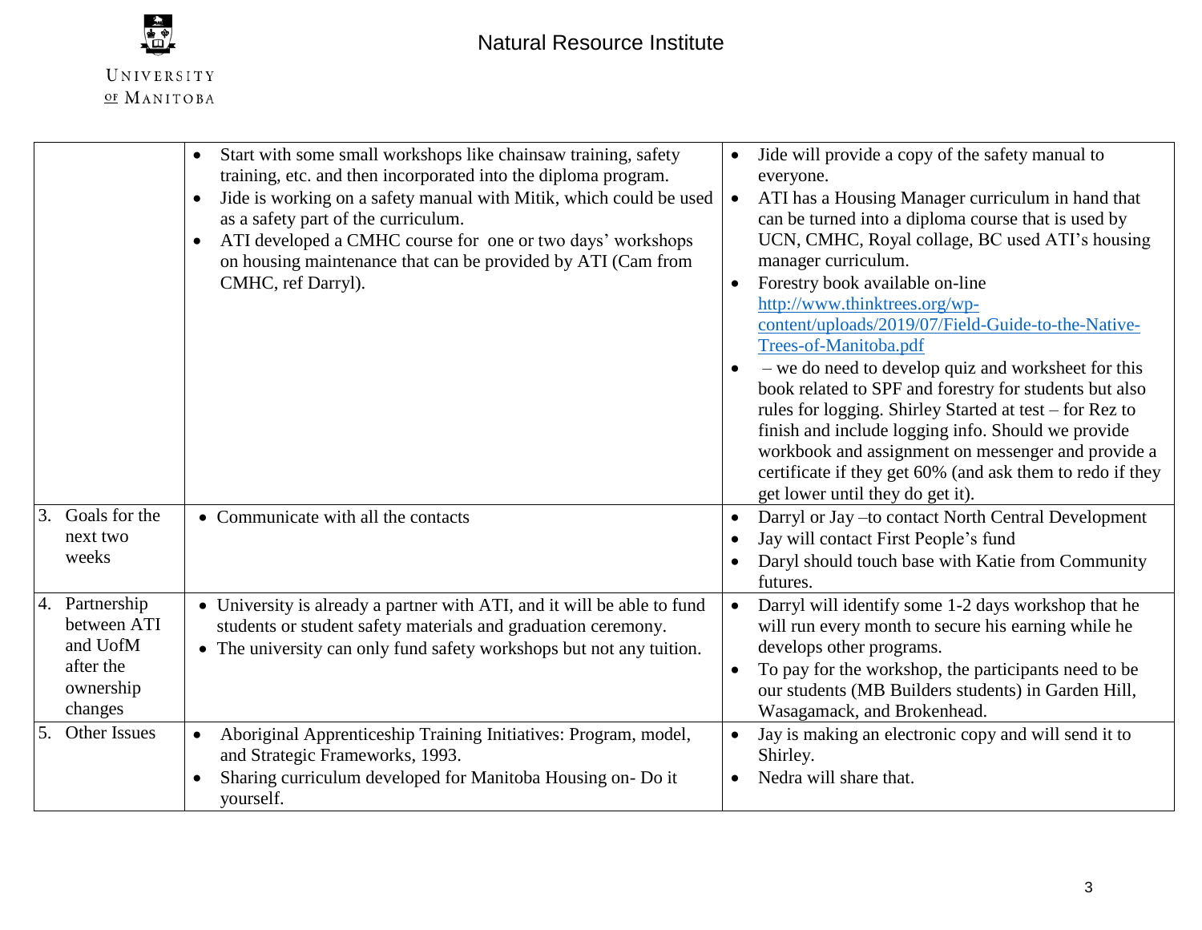| | | |
|---|---|---|
| | • Start with some small workshops like chainsaw training, safety training, etc. and then incorporated into the diploma program.<br>• Jide is working on a safety manual with Mitik, which could be used as a safety part of the curriculum.<br>• ATI developed a CMHC course for one or two days' workshops on housing maintenance that can be provided by ATI (Cam from CMHC, ref Darryl). | • Jide will provide a copy of the safety manual to everyone.<br>• ATI has a Housing Manager curriculum in hand that can be turned into a diploma course that is used by UCN, CMHC, Royal collage, BC used ATI's housing manager curriculum.<br>• Forestry book available on-line [http://www.thinktrees.org/wp-content/uploads/2019/07/Field-Guide-to-the-Native-Trees-of-Manitoba.pdf](http://www.thinktrees.org/wp-content/uploads/2019/07/Field-Guide-to-the-Native-Trees-of-Manitoba.pdf)<br>• – we do need to develop quiz and worksheet for this book related to SPF and forestry for students but also rules for logging. Shirley Started at test – for Rez to finish and include logging info. Should we provide workbook and assignment on messenger and provide a certificate if they get 60% (and ask them to redo if they get lower until they do get it). |
| 3. Goals for the next two weeks | • Communicate with all the contacts | • Darryl or Jay –to contact North Central Development<br>• Jay will contact First People's fund<br>• Daryl should touch base with Katie from Community futures. |
| 4. Partnership between ATI and UofM after the ownership changes | • University is already a partner with ATI, and it will be able to fund students or student safety materials and graduation ceremony.<br>• The university can only fund safety workshops but not any tuition. | • Darryl will identify some 1-2 days workshop that he will run every month to secure his earning while he develops other programs.<br>• To pay for the workshop, the participants need to be our students (MB Builders students) in Garden Hill, Wasagamack, and Brokenhead. |
| 5. Other Issues | • Aboriginal Apprenticeship Training Initiatives: Program, model, and Strategic Frameworks, 1993.<br>• Sharing curriculum developed for Manitoba Housing on- Do it yourself. | • Jay is making an electronic copy and will send it to Shirley.<br>• Nedra will share that. |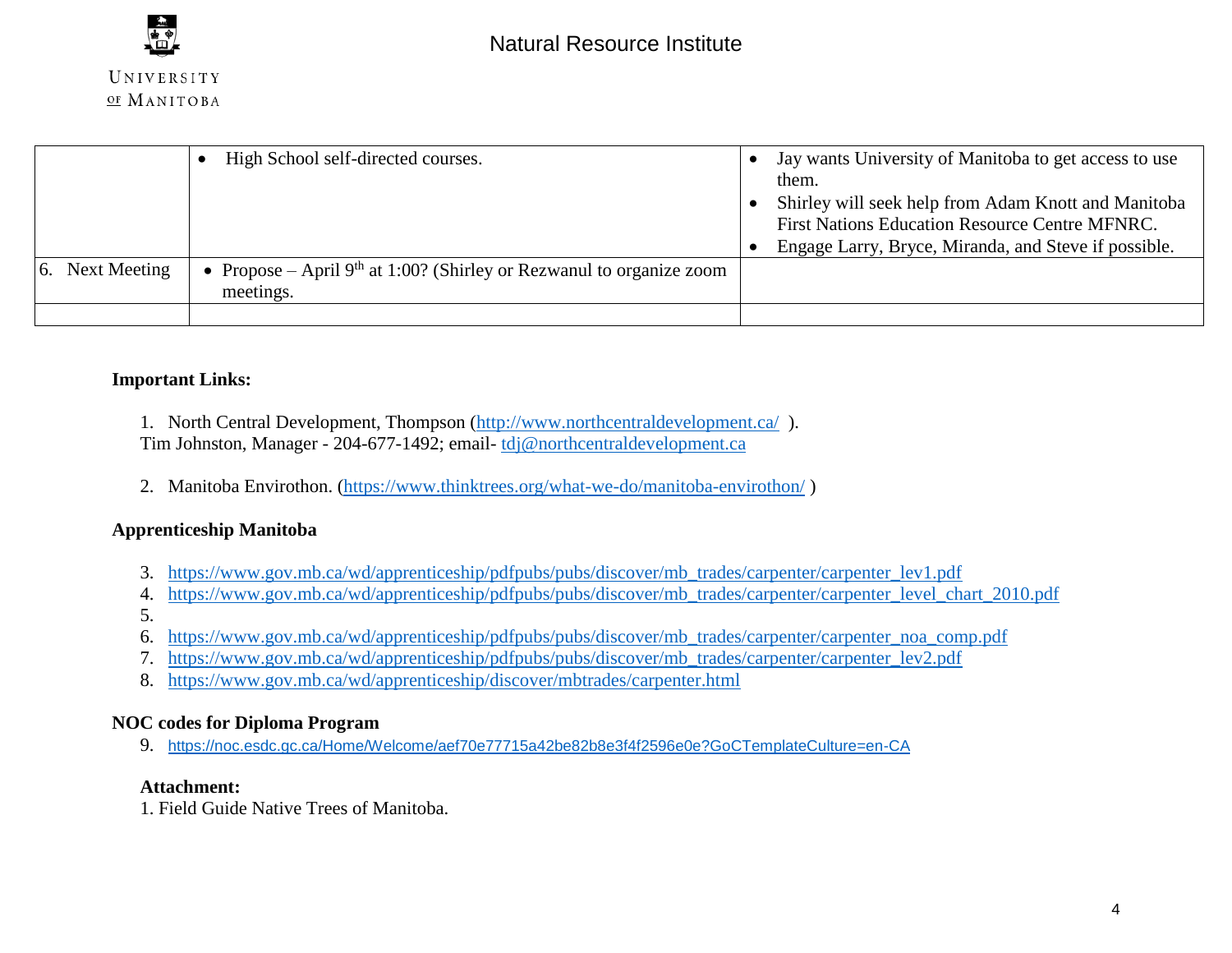| | | |
|---|---|---|
| | • High School self-directed courses. | • Jay wants University of Manitoba to get access to use them.<br>• Shirley will seek help from Adam Knott and Manitoba First Nations Education Resource Centre MFNRC.<br>• Engage Larry, Bryce, Miranda, and Steve if possible. |
| 6. Next Meeting | • Propose – April 9th at 1:00? (Shirley or Rezwanul to organize zoom meetings. | |
| | | |

**Important Links:**

1. North Central Development, Thompson (http://www.northcentraldevelopment.ca/ ).
Tim Johnston, Manager - 204-677-1492; email- tdj@northcentraldevelopment.ca

2. Manitoba Envirothon. (https://www.thinktrees.org/what-we-do/manitoba-envirothon/ )

**Apprenticeship Manitoba**

3. https://www.gov.mb.ca/wd/apprenticeship/pdfpubs/pubs/discover/mb_trades/carpenter/carpenter_lev1.pdf
4. https://www.gov.mb.ca/wd/apprenticeship/pdfpubs/pubs/discover/mb_trades/carpenter/carpenter_level_chart_2010.pdf
5.
6. https://www.gov.mb.ca/wd/apprenticeship/pdfpubs/pubs/discover/mb_trades/carpenter/carpenter_noa_comp.pdf
7. https://www.gov.mb.ca/wd/apprenticeship/pdfpubs/pubs/discover/mb_trades/carpenter/carpenter_lev2.pdf
8. https://www.gov.mb.ca/wd/apprenticeship/discover/mbtrades/carpenter.html

**NOC codes for Diploma Program**

9. https://noc.esdc.gc.ca/Home/Welcome/aef70e77715a42be82b8e3f4f2596e0e?GoCTemplateCulture=en-CA

**Attachment:**

1. Field Guide Native Trees of Manitoba.